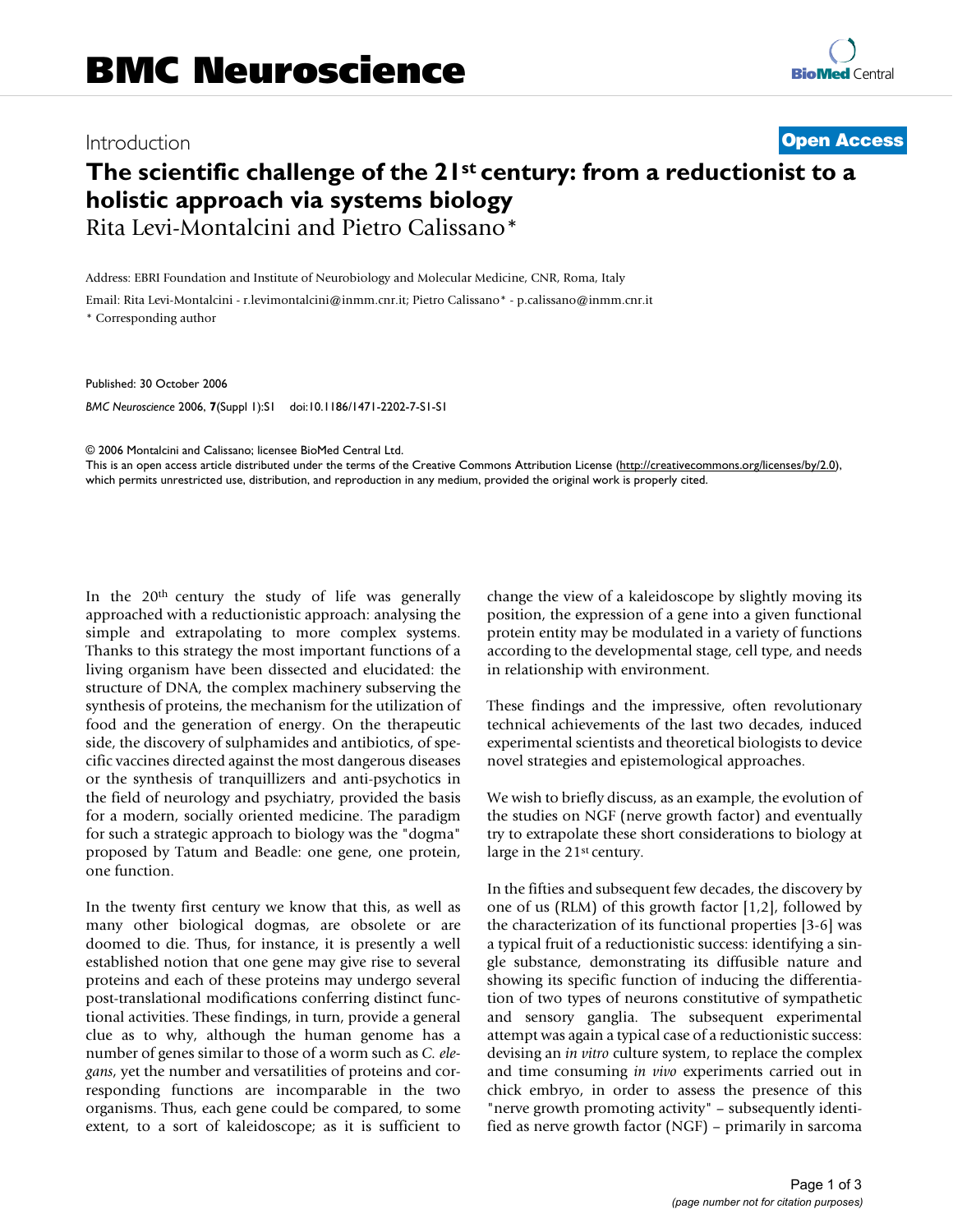Introduction

**Open Access**

# The scientific challenge of the 21st century: from a reductionist to a holistic approach via systems biology

Rita Levi-Montalcini and Pietro Calissano*

Address: EBRI Foundation and Institute of Neurobiology and Molecular Medicine, CNR, Roma, Italy

Email: Rita Levi-Montalcini - r.levimontalcini@inmm.cnr.it; Pietro Calissano* - p.calissano@inmm.cnr.it

* Corresponding author

Published: 30 October 2006

*BMC Neuroscience* 2006, **7**(Suppl 1):S1 doi:10.1186/1471-2202-7-S1-S1

© 2006 Montalcini and Calissano; licensee BioMed Central Ltd.

This is an open access article distributed under the terms of the Creative Commons Attribution License (http://creativecommons.org/licenses/by/2.0), which permits unrestricted use, distribution, and reproduction in any medium, provided the original work is properly cited.

In the 20th century the study of life was generally approached with a reductionistic approach: analysing the simple and extrapolating to more complex systems. Thanks to this strategy the most important functions of a living organism have been dissected and elucidated: the structure of DNA, the complex machinery subserving the synthesis of proteins, the mechanism for the utilization of food and the generation of energy. On the therapeutic side, the discovery of sulphamides and antibiotics, of specific vaccines directed against the most dangerous diseases or the synthesis of tranquillizers and anti-psychotics in the field of neurology and psychiatry, provided the basis for a modern, socially oriented medicine. The paradigm for such a strategic approach to biology was the "dogma" proposed by Tatum and Beadle: one gene, one protein, one function.

In the twenty first century we know that this, as well as many other biological dogmas, are obsolete or are doomed to die. Thus, for instance, it is presently a well established notion that one gene may give rise to several proteins and each of these proteins may undergo several post-translational modifications conferring distinct functional activities. These findings, in turn, provide a general clue as to why, although the human genome has a number of genes similar to those of a worm such as *C. elegans*, yet the number and versatilities of proteins and corresponding functions are incomparable in the two organisms. Thus, each gene could be compared, to some extent, to a sort of kaleidoscope; as it is sufficient to change the view of a kaleidoscope by slightly moving its position, the expression of a gene into a given functional protein entity may be modulated in a variety of functions according to the developmental stage, cell type, and needs in relationship with environment.

These findings and the impressive, often revolutionary technical achievements of the last two decades, induced experimental scientists and theoretical biologists to device novel strategies and epistemological approaches.

We wish to briefly discuss, as an example, the evolution of the studies on NGF (nerve growth factor) and eventually try to extrapolate these short considerations to biology at large in the 21st century.

In the fifties and subsequent few decades, the discovery by one of us (RLM) of this growth factor [1,2], followed by the characterization of its functional properties [3-6] was a typical fruit of a reductionistic success: identifying a single substance, demonstrating its diffusible nature and showing its specific function of inducing the differentiation of two types of neurons constitutive of sympathetic and sensory ganglia. The subsequent experimental attempt was again a typical case of a reductionistic success: devising an *in vitro* culture system, to replace the complex and time consuming *in vivo* experiments carried out in chick embryo, in order to assess the presence of this "nerve growth promoting activity" – subsequently identified as nerve growth factor (NGF) – primarily in sarcoma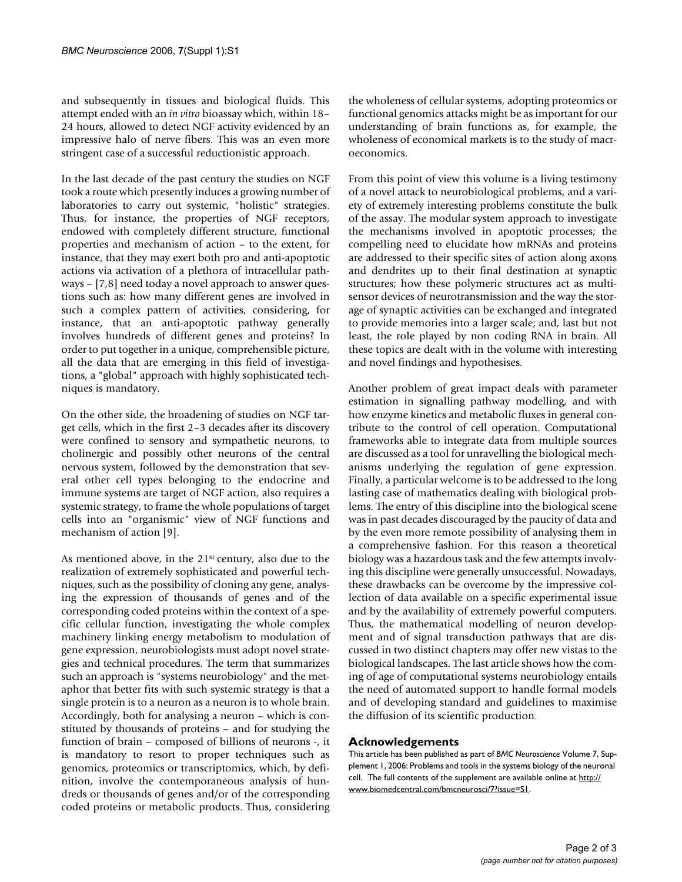and subsequently in tissues and biological fluids. This attempt ended with an *in vitro* bioassay which, within 18–24 hours, allowed to detect NGF activity evidenced by an impressive halo of nerve fibers. This was an even more stringent case of a successful reductionistic approach.

In the last decade of the past century the studies on NGF took a route which presently induces a growing number of laboratories to carry out systemic, "holistic" strategies. Thus, for instance, the properties of NGF receptors, endowed with completely different structure, functional properties and mechanism of action – to the extent, for instance, that they may exert both pro and anti-apoptotic actions via activation of a plethora of intracellular pathways – [7,8] need today a novel approach to answer questions such as: how many different genes are involved in such a complex pattern of activities, considering, for instance, that an anti-apoptotic pathway generally involves hundreds of different genes and proteins? In order to put together in a unique, comprehensible picture, all the data that are emerging in this field of investigations, a "global" approach with highly sophisticated techniques is mandatory.

On the other side, the broadening of studies on NGF target cells, which in the first 2–3 decades after its discovery were confined to sensory and sympathetic neurons, to cholinergic and possibly other neurons of the central nervous system, followed by the demonstration that several other cell types belonging to the endocrine and immune systems are target of NGF action, also requires a systemic strategy, to frame the whole populations of target cells into an "organismic" view of NGF functions and mechanism of action [9].

As mentioned above, in the 21st century, also due to the realization of extremely sophisticated and powerful techniques, such as the possibility of cloning any gene, analysing the expression of thousands of genes and of the corresponding coded proteins within the context of a specific cellular function, investigating the whole complex machinery linking energy metabolism to modulation of gene expression, neurobiologists must adopt novel strategies and technical procedures. The term that summarizes such an approach is "systems neurobiology" and the metaphor that better fits with such systemic strategy is that a single protein is to a neuron as a neuron is to whole brain. Accordingly, both for analysing a neuron – which is constituted by thousands of proteins – and for studying the function of brain – composed of billions of neurons -, it is mandatory to resort to proper techniques such as genomics, proteomics or transcriptomics, which, by definition, involve the contemporaneous analysis of hundreds or thousands of genes and/or of the corresponding coded proteins or metabolic products. Thus, considering the wholeness of cellular systems, adopting proteomics or functional genomics attacks might be as important for our understanding of brain functions as, for example, the wholeness of economical markets is to the study of macroeconomics.

From this point of view this volume is a living testimony of a novel attack to neurobiological problems, and a variety of extremely interesting problems constitute the bulk of the assay. The modular system approach to investigate the mechanisms involved in apoptotic processes; the compelling need to elucidate how mRNAs and proteins are addressed to their specific sites of action along axons and dendrites up to their final destination at synaptic structures; how these polymeric structures act as multi-sensor devices of neurotransmission and the way the storage of synaptic activities can be exchanged and integrated to provide memories into a larger scale; and, last but not least, the role played by non coding RNA in brain. All these topics are dealt with in the volume with interesting and novel findings and hypothesises.

Another problem of great impact deals with parameter estimation in signalling pathway modelling, and with how enzyme kinetics and metabolic fluxes in general contribute to the control of cell operation. Computational frameworks able to integrate data from multiple sources are discussed as a tool for unravelling the biological mechanisms underlying the regulation of gene expression. Finally, a particular welcome is to be addressed to the long lasting case of mathematics dealing with biological problems. The entry of this discipline into the biological scene was in past decades discouraged by the paucity of data and by the even more remote possibility of analysing them in a comprehensive fashion. For this reason a theoretical biology was a hazardous task and the few attempts involving this discipline were generally unsuccessful. Nowadays, these drawbacks can be overcome by the impressive collection of data available on a specific experimental issue and by the availability of extremely powerful computers. Thus, the mathematical modelling of neuron development and of signal transduction pathways that are discussed in two distinct chapters may offer new vistas to the biological landscapes. The last article shows how the coming of age of computational systems neurobiology entails the need of automated support to handle formal models and of developing standard and guidelines to maximise the diffusion of its scientific production.

## Acknowledgements

This article has been published as part of *BMC Neuroscience* Volume 7, Supplement 1, 2006: Problems and tools in the systems biology of the neuronal cell. The full contents of the supplement are available online at http://www.biomedcentral.com/bmcneurosci/7?issue=S1.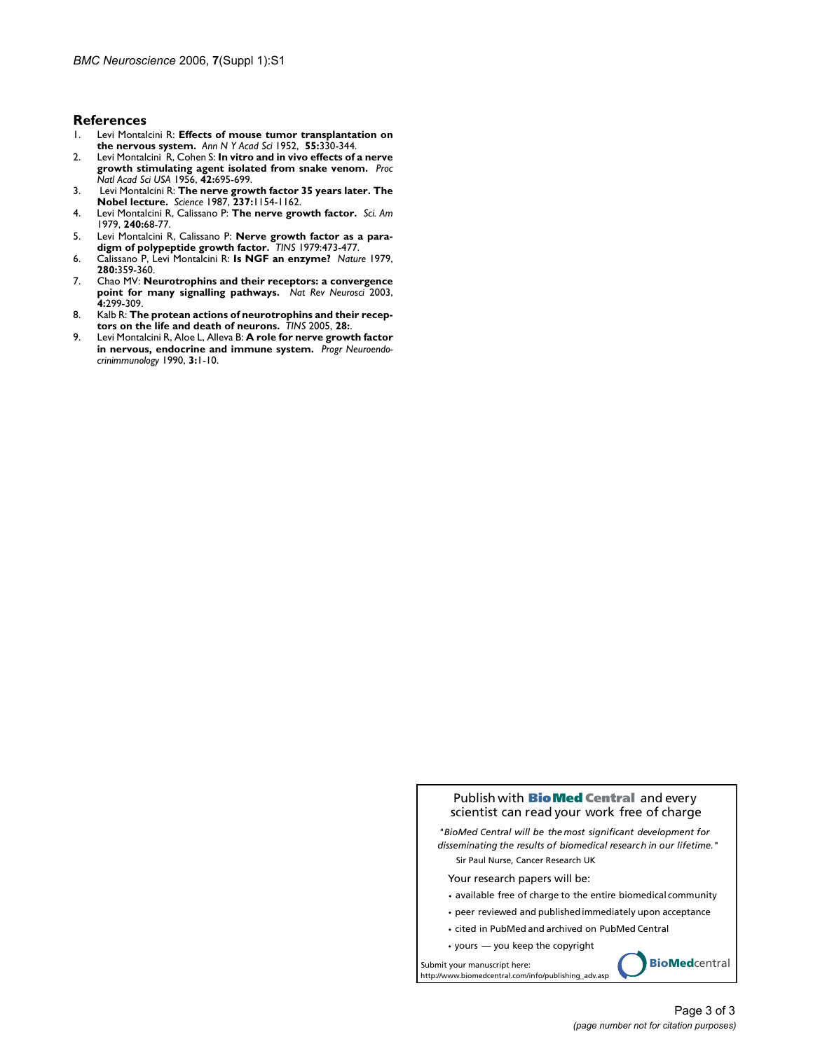## References

1. Levi Montalcini R: **Effects of mouse tumor transplantation on the nervous system.** *Ann N Y Acad Sci* 1952, **55:**330-344.
2. Levi Montalcini R, Cohen S: **In vitro and in vivo effects of a nerve growth stimulating agent isolated from snake venom.** *Proc Natl Acad Sci USA* 1956, **42:**695-699.
3. Levi Montalcini R: **The nerve growth factor 35 years later. The Nobel lecture.** *Science* 1987, **237:**1154-1162.
4. Levi Montalcini R, Calissano P: **The nerve growth factor.** *Sci. Am* 1979, **240:**68-77.
5. Levi Montalcini R, Calissano P: **Nerve growth factor as a paradigm of polypeptide growth factor.** *TINS* 1979:473-477.
6. Calissano P, Levi Montalcini R: **Is NGF an enzyme?** *Nature* 1979, **280:**359-360.
7. Chao MV: **Neurotrophins and their receptors: a convergence point for many signalling pathways.** *Nat Rev Neurosci* 2003, **4:**299-309.
8. Kalb R: **The protean actions of neurotrophins and their receptors on the life and death of neurons.** *TINS* 2005, **28:**.
9. Levi Montalcini R, Aloe L, Alleva B: **A role for nerve growth factor in nervous, endocrine and immune system.** *Progr Neuroendocrinimmunology* 1990, **3:**1-10.

Publish with **BioMed Central** and every scientist can read your work free of charge

*"BioMed Central will be the most significant development for disseminating the results of biomedical research in our lifetime."*

Sir Paul Nurse, Cancer Research UK

Your research papers will be:

- available free of charge to the entire biomedical community
- peer reviewed and published immediately upon acceptance
- cited in PubMed and archived on PubMed Central
- yours — you keep the copyright

Submit your manuscript here:
http://www.biomedcentral.com/info/publishing_adv.asp

**BioMed**central